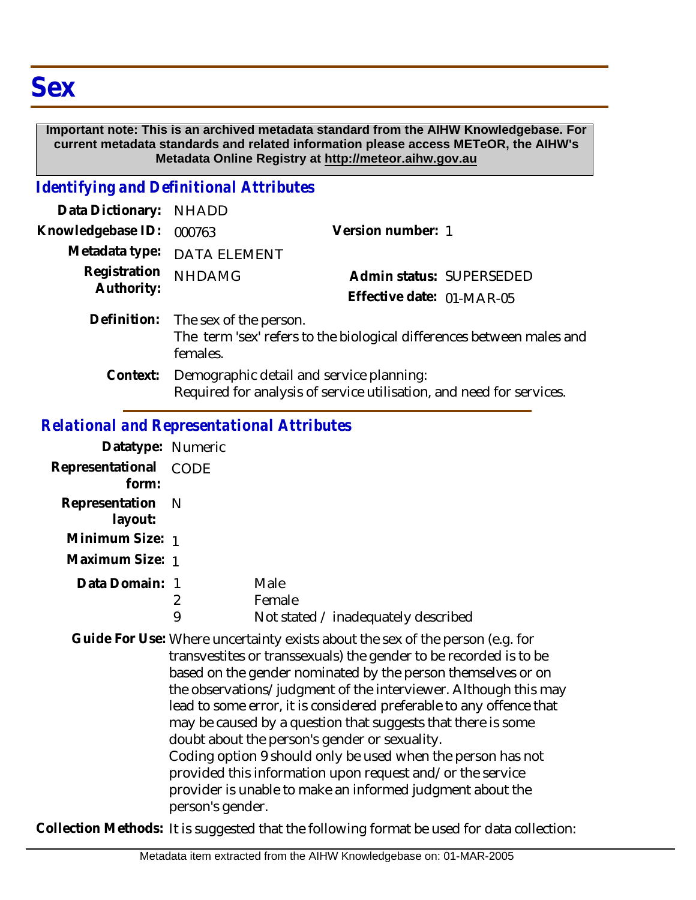# Sex

**Important note: This is an archived metadata standard from the AIHW Knowledgebase. For current metadata standards and related information please access METeOR, the AIHW's Metadata Online Registry at http://meteor.aihw.gov.au**

## *Identifying and Definitional Attributes*

**Data Dictionary:** NHADD

**Knowledgebase ID:** 000763 **Version number:** 1

**Metadata type:** DATA ELEMENT

**Registration Authority:** NHDAMG **Admin status:** SUPERSEDED

**Effective date:** 01-MAR-05

**Definition:** The sex of the person.
The term 'sex' refers to the biological differences between males and females.

**Context:** Demographic detail and service planning:
Required for analysis of service utilisation, and need for services.

## *Relational and Representational Attributes*

**Datatype:** Numeric

**Representational form:** CODE

**Representation layout:** N

**Minimum Size:** 1

**Maximum Size:** 1

**Data Domain:**

| | |
|---|---|
| 1 | Male |
| 2 | Female |
| 9 | Not stated / inadequately described |

**Guide For Use:** Where uncertainty exists about the sex of the person (e.g. for transvestites or transsexuals) the gender to be recorded is to be based on the gender nominated by the person themselves or on the observations/judgment of the interviewer. Although this may lead to some error, it is considered preferable to any offence that may be caused by a question that suggests that there is some doubt about the person's gender or sexuality.
Coding option 9 should only be used when the person has not provided this information upon request and/or the service provider is unable to make an informed judgment about the person's gender.

**Collection Methods:** It is suggested that the following format be used for data collection: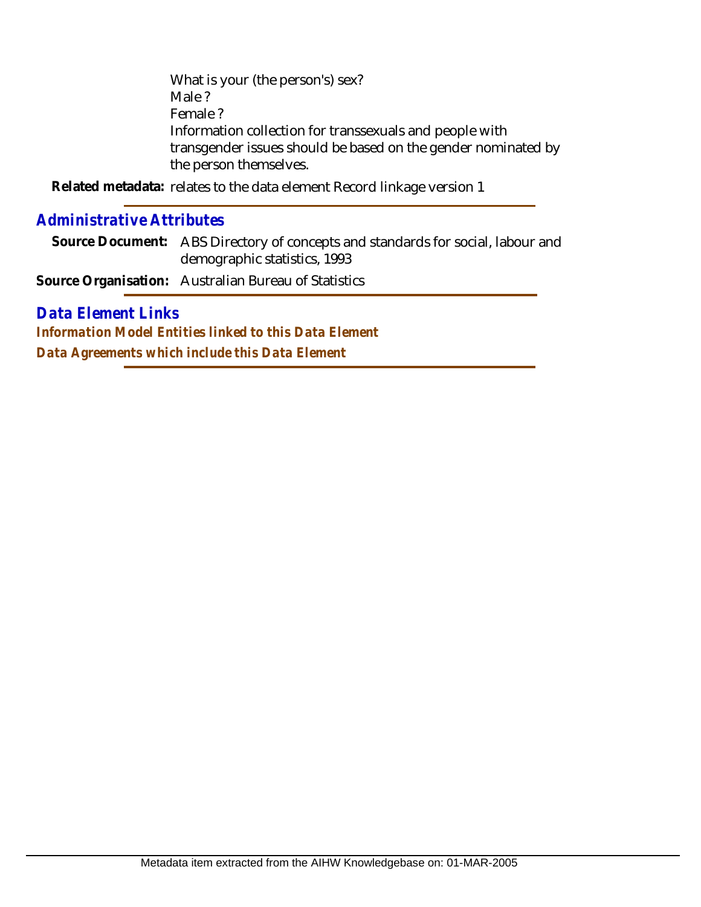What is your (the person's) sex?
Male ?
Female ?
Information collection for transsexuals and people with transgender issues should be based on the gender nominated by the person themselves.

**Related metadata:** relates to the data element Record linkage version 1

## Administrative Attributes

**Source Document:** ABS Directory of concepts and standards for social, labour and demographic statistics, 1993

**Source Organisation:** Australian Bureau of Statistics

## Data Element Links

***Information Model Entities linked to this Data Element***

***Data Agreements which include this Data Element***

Metadata item extracted from the AIHW Knowledgebase on: 01-MAR-2005